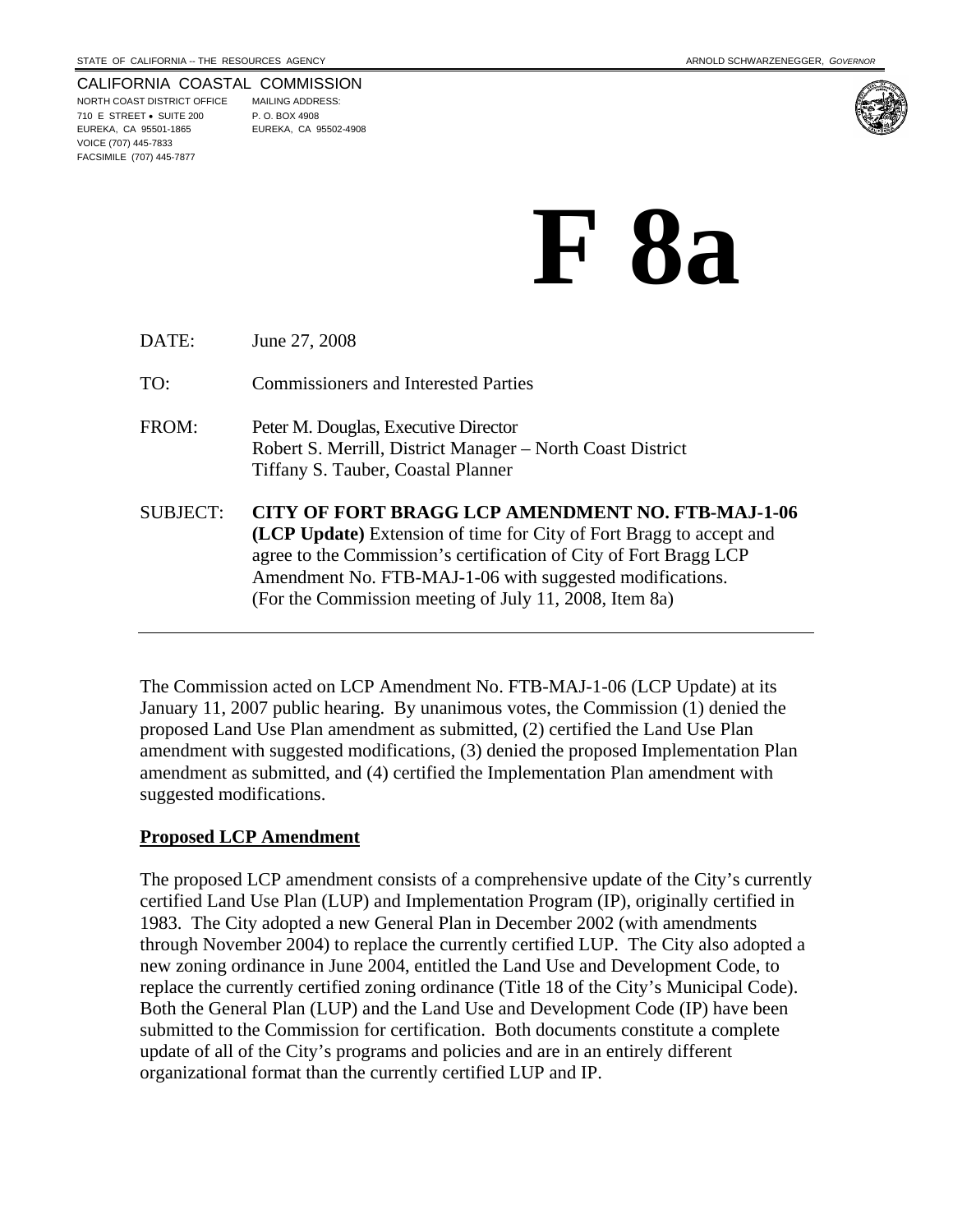STATE OF CALIFORNIA -- THE RESOURCES AGENCY

ARNOLD SCHWARZENEGGER, *GOVERNOR*

CALIFORNIA COASTAL COMMISSION
NORTH COAST DISTRICT OFFICE
710 E STREET • SUITE 200
EUREKA, CA 95501-1865
VOICE (707) 445-7833
FACSIMILE (707) 445-7877

MAILING ADDRESS:
P. O. BOX 4908
EUREKA, CA 95502-4908

# F 8a

DATE: June 27, 2008

TO: Commissioners and Interested Parties

FROM: Peter M. Douglas, Executive Director
Robert S. Merrill, District Manager – North Coast District
Tiffany S. Tauber, Coastal Planner

SUBJECT: **CITY OF FORT BRAGG LCP AMENDMENT NO. FTB-MAJ-1-06 (LCP Update)** Extension of time for City of Fort Bragg to accept and agree to the Commission's certification of City of Fort Bragg LCP Amendment No. FTB-MAJ-1-06 with suggested modifications. (For the Commission meeting of July 11, 2008, Item 8a)

---

The Commission acted on LCP Amendment No. FTB-MAJ-1-06 (LCP Update) at its January 11, 2007 public hearing. By unanimous votes, the Commission (1) denied the proposed Land Use Plan amendment as submitted, (2) certified the Land Use Plan amendment with suggested modifications, (3) denied the proposed Implementation Plan amendment as submitted, and (4) certified the Implementation Plan amendment with suggested modifications.

**Proposed LCP Amendment**

The proposed LCP amendment consists of a comprehensive update of the City's currently certified Land Use Plan (LUP) and Implementation Program (IP), originally certified in 1983. The City adopted a new General Plan in December 2002 (with amendments through November 2004) to replace the currently certified LUP. The City also adopted a new zoning ordinance in June 2004, entitled the Land Use and Development Code, to replace the currently certified zoning ordinance (Title 18 of the City's Municipal Code). Both the General Plan (LUP) and the Land Use and Development Code (IP) have been submitted to the Commission for certification. Both documents constitute a complete update of all of the City's programs and policies and are in an entirely different organizational format than the currently certified LUP and IP.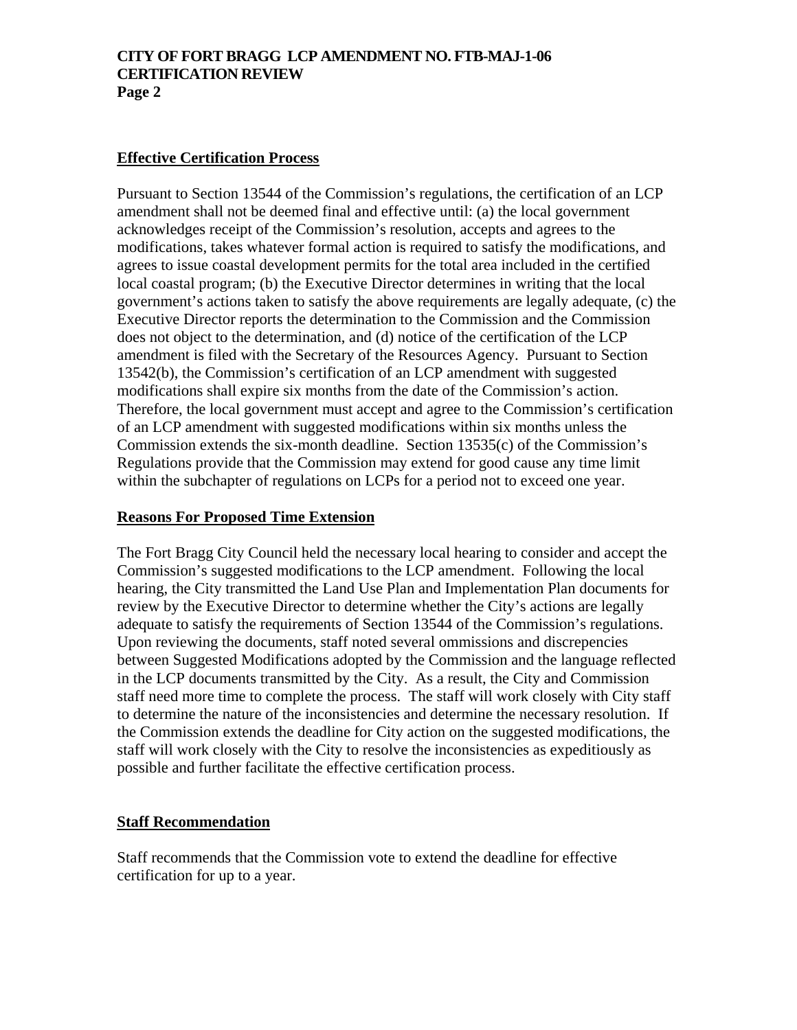## Effective Certification Process

Pursuant to Section 13544 of the Commission's regulations, the certification of an LCP amendment shall not be deemed final and effective until: (a) the local government acknowledges receipt of the Commission's resolution, accepts and agrees to the modifications, takes whatever formal action is required to satisfy the modifications, and agrees to issue coastal development permits for the total area included in the certified local coastal program; (b) the Executive Director determines in writing that the local government's actions taken to satisfy the above requirements are legally adequate, (c) the Executive Director reports the determination to the Commission and the Commission does not object to the determination, and (d) notice of the certification of the LCP amendment is filed with the Secretary of the Resources Agency. Pursuant to Section 13542(b), the Commission's certification of an LCP amendment with suggested modifications shall expire six months from the date of the Commission's action. Therefore, the local government must accept and agree to the Commission's certification of an LCP amendment with suggested modifications within six months unless the Commission extends the six-month deadline. Section 13535(c) of the Commission's Regulations provide that the Commission may extend for good cause any time limit within the subchapter of regulations on LCPs for a period not to exceed one year.

## Reasons For Proposed Time Extension

The Fort Bragg City Council held the necessary local hearing to consider and accept the Commission's suggested modifications to the LCP amendment. Following the local hearing, the City transmitted the Land Use Plan and Implementation Plan documents for review by the Executive Director to determine whether the City's actions are legally adequate to satisfy the requirements of Section 13544 of the Commission's regulations. Upon reviewing the documents, staff noted several ommissions and discrepencies between Suggested Modifications adopted by the Commission and the language reflected in the LCP documents transmitted by the City. As a result, the City and Commission staff need more time to complete the process. The staff will work closely with City staff to determine the nature of the inconsistencies and determine the necessary resolution. If the Commission extends the deadline for City action on the suggested modifications, the staff will work closely with the City to resolve the inconsistencies as expeditiously as possible and further facilitate the effective certification process.

## Staff Recommendation

Staff recommends that the Commission vote to extend the deadline for effective certification for up to a year.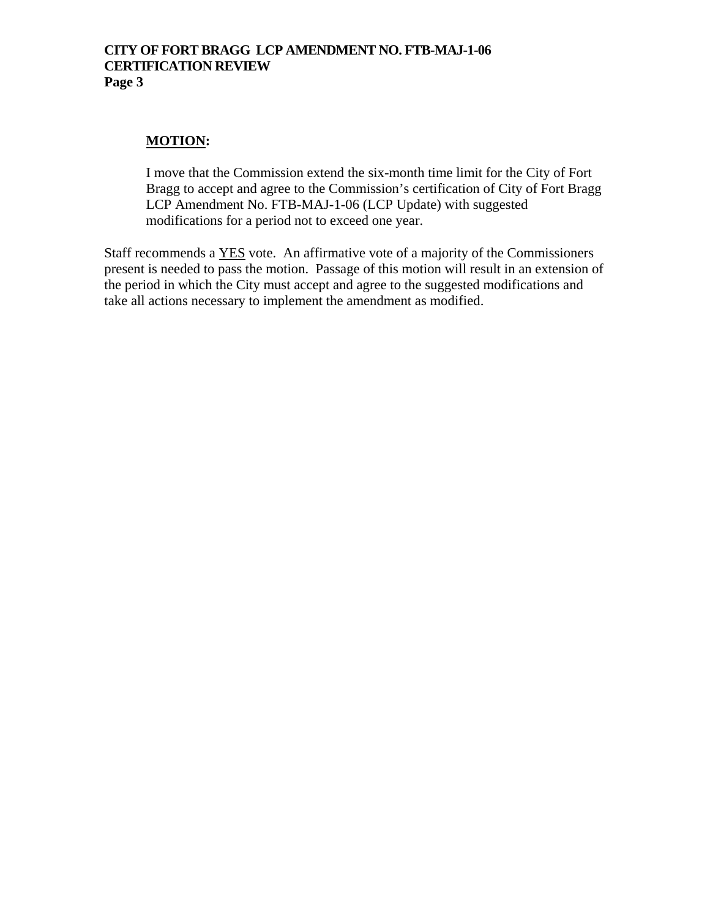**MOTION:**

I move that the Commission extend the six-month time limit for the City of Fort Bragg to accept and agree to the Commission's certification of City of Fort Bragg LCP Amendment No. FTB-MAJ-1-06 (LCP Update) with suggested modifications for a period not to exceed one year.

Staff recommends a YES vote. An affirmative vote of a majority of the Commissioners present is needed to pass the motion. Passage of this motion will result in an extension of the period in which the City must accept and agree to the suggested modifications and take all actions necessary to implement the amendment as modified.